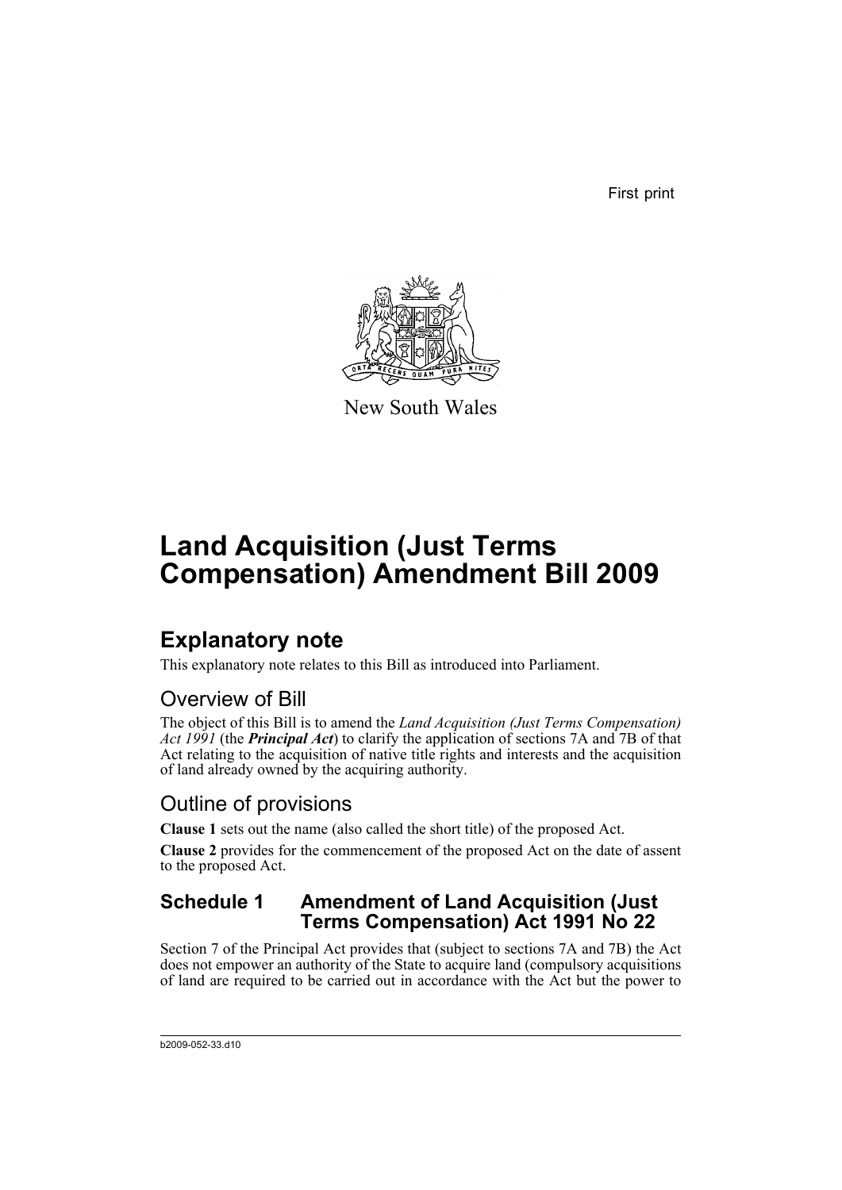First print

New South Wales

# Land Acquisition (Just Terms Compensation) Amendment Bill 2009

## Explanatory note

This explanatory note relates to this Bill as introduced into Parliament.

### Overview of Bill

The object of this Bill is to amend the *Land Acquisition (Just Terms Compensation) Act 1991* (the ***Principal Act***) to clarify the application of sections 7A and 7B of that Act relating to the acquisition of native title rights and interests and the acquisition of land already owned by the acquiring authority.

### Outline of provisions

**Clause 1** sets out the name (also called the short title) of the proposed Act.

**Clause 2** provides for the commencement of the proposed Act on the date of assent to the proposed Act.

### Schedule 1 Amendment of Land Acquisition (Just Terms Compensation) Act 1991 No 22

Section 7 of the Principal Act provides that (subject to sections 7A and 7B) the Act does not empower an authority of the State to acquire land (compulsory acquisitions of land are required to be carried out in accordance with the Act but the power to

b2009-052-33.d10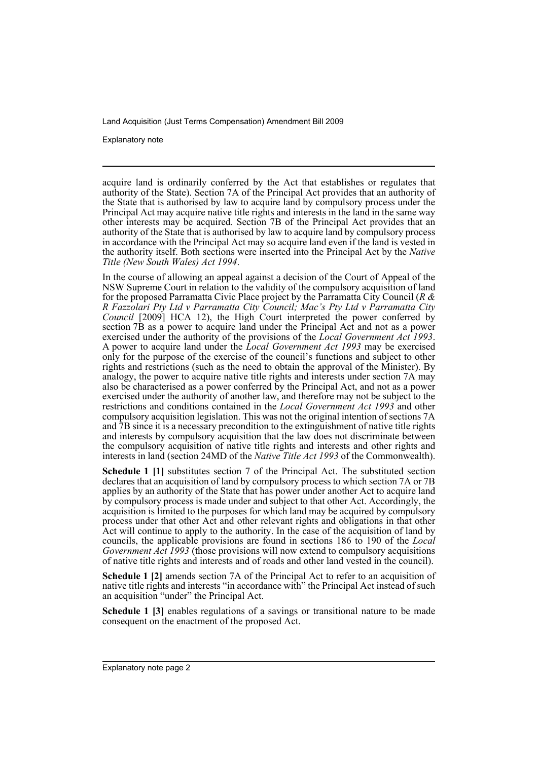acquire land is ordinarily conferred by the Act that establishes or regulates that authority of the State). Section 7A of the Principal Act provides that an authority of the State that is authorised by law to acquire land by compulsory process under the Principal Act may acquire native title rights and interests in the land in the same way other interests may be acquired. Section 7B of the Principal Act provides that an authority of the State that is authorised by law to acquire land by compulsory process in accordance with the Principal Act may so acquire land even if the land is vested in the authority itself. Both sections were inserted into the Principal Act by the *Native Title (New South Wales) Act 1994*.

In the course of allowing an appeal against a decision of the Court of Appeal of the NSW Supreme Court in relation to the validity of the compulsory acquisition of land for the proposed Parramatta Civic Place project by the Parramatta City Council (*R & R Fazzolari Pty Ltd v Parramatta City Council; Mac's Pty Ltd v Parramatta City Council* [2009] HCA 12), the High Court interpreted the power conferred by section 7B as a power to acquire land under the Principal Act and not as a power exercised under the authority of the provisions of the *Local Government Act 1993*. A power to acquire land under the *Local Government Act 1993* may be exercised only for the purpose of the exercise of the council's functions and subject to other rights and restrictions (such as the need to obtain the approval of the Minister). By analogy, the power to acquire native title rights and interests under section 7A may also be characterised as a power conferred by the Principal Act, and not as a power exercised under the authority of another law, and therefore may not be subject to the restrictions and conditions contained in the *Local Government Act 1993* and other compulsory acquisition legislation. This was not the original intention of sections 7A and 7B since it is a necessary precondition to the extinguishment of native title rights and interests by compulsory acquisition that the law does not discriminate between the compulsory acquisition of native title rights and interests and other rights and interests in land (section 24MD of the *Native Title Act 1993* of the Commonwealth).

**Schedule 1 [1]** substitutes section 7 of the Principal Act. The substituted section declares that an acquisition of land by compulsory process to which section 7A or 7B applies by an authority of the State that has power under another Act to acquire land by compulsory process is made under and subject to that other Act. Accordingly, the acquisition is limited to the purposes for which land may be acquired by compulsory process under that other Act and other relevant rights and obligations in that other Act will continue to apply to the authority. In the case of the acquisition of land by councils, the applicable provisions are found in sections 186 to 190 of the *Local Government Act 1993* (those provisions will now extend to compulsory acquisitions of native title rights and interests and of roads and other land vested in the council).

**Schedule 1 [2]** amends section 7A of the Principal Act to refer to an acquisition of native title rights and interests "in accordance with" the Principal Act instead of such an acquisition "under" the Principal Act.

**Schedule 1 [3]** enables regulations of a savings or transitional nature to be made consequent on the enactment of the proposed Act.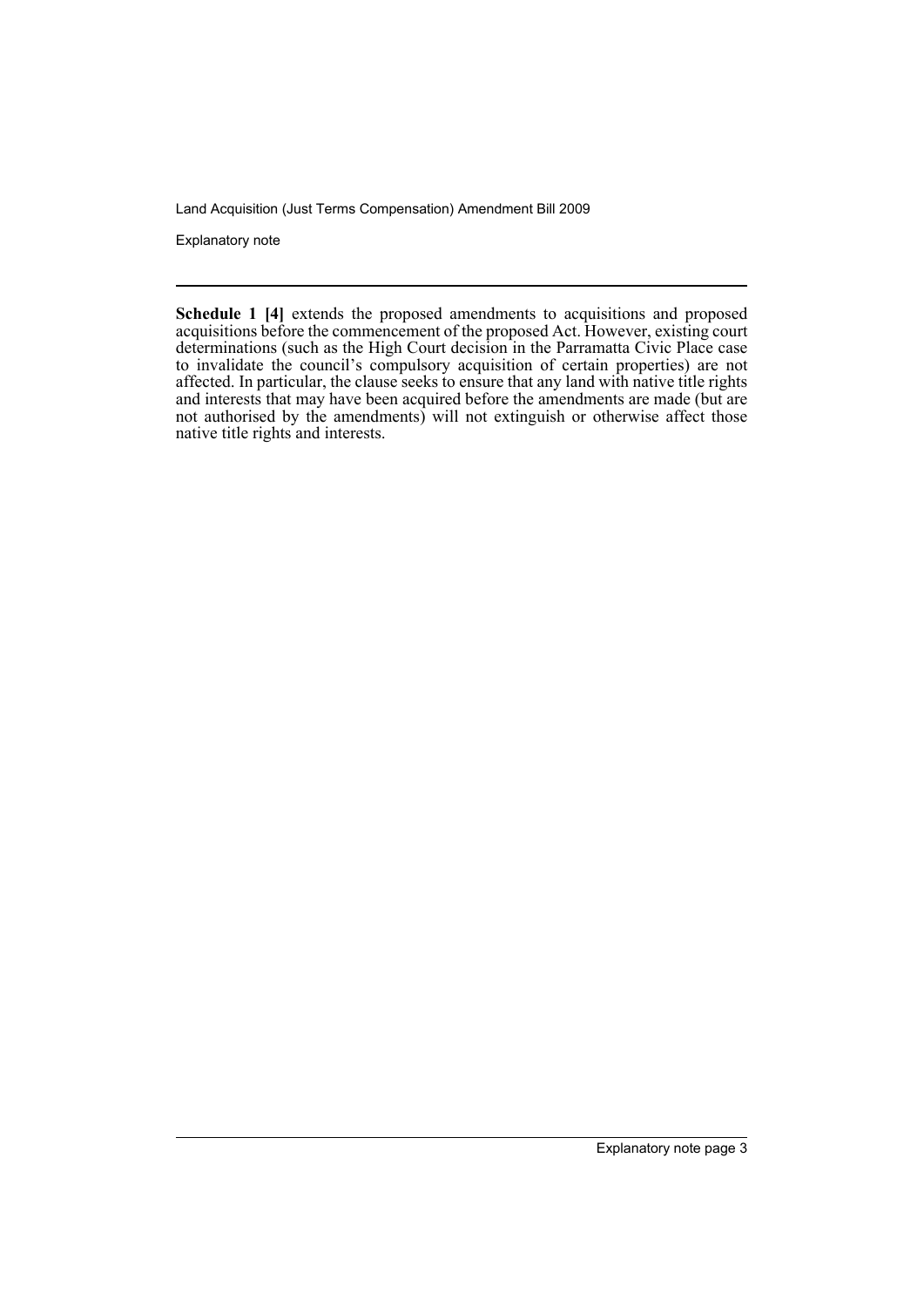**Schedule 1 [4]** extends the proposed amendments to acquisitions and proposed acquisitions before the commencement of the proposed Act. However, existing court determinations (such as the High Court decision in the Parramatta Civic Place case to invalidate the council's compulsory acquisition of certain properties) are not affected. In particular, the clause seeks to ensure that any land with native title rights and interests that may have been acquired before the amendments are made (but are not authorised by the amendments) will not extinguish or otherwise affect those native title rights and interests.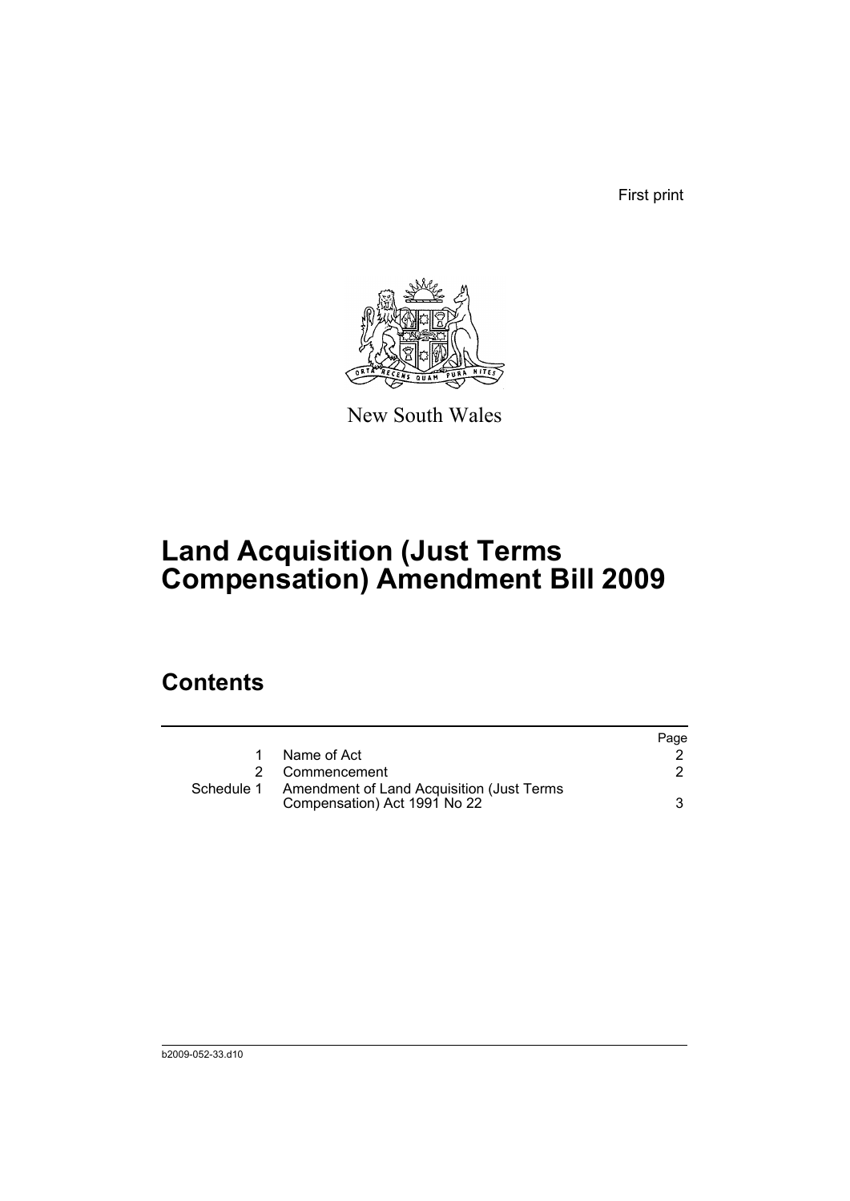First print

New South Wales

# Land Acquisition (Just Terms Compensation) Amendment Bill 2009

## Contents

| | | Page |
|---|---|---|
| 1 | Name of Act | 2 |
| 2 | Commencement | 2 |
| Schedule 1 | Amendment of Land Acquisition (Just Terms Compensation) Act 1991 No 22 | 3 |

b2009-052-33.d10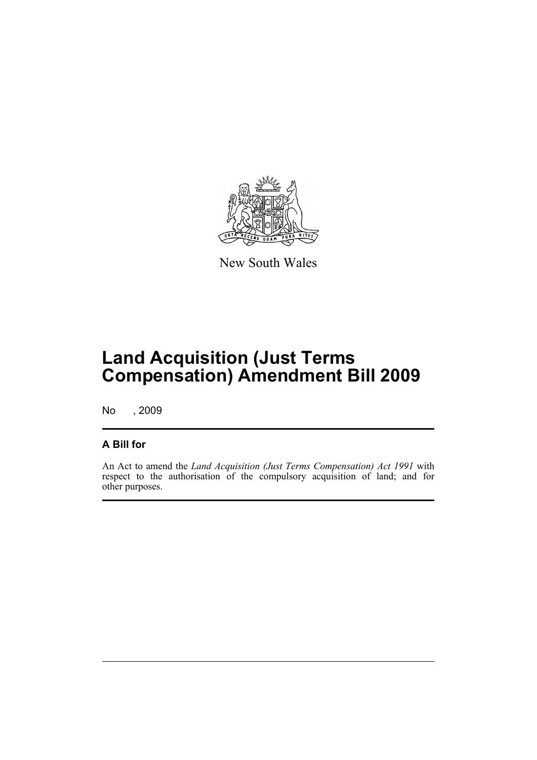New South Wales

# Land Acquisition (Just Terms Compensation) Amendment Bill 2009

No , 2009

## A Bill for

An Act to amend the *Land Acquisition (Just Terms Compensation) Act 1991* with respect to the authorisation of the compulsory acquisition of land; and for other purposes.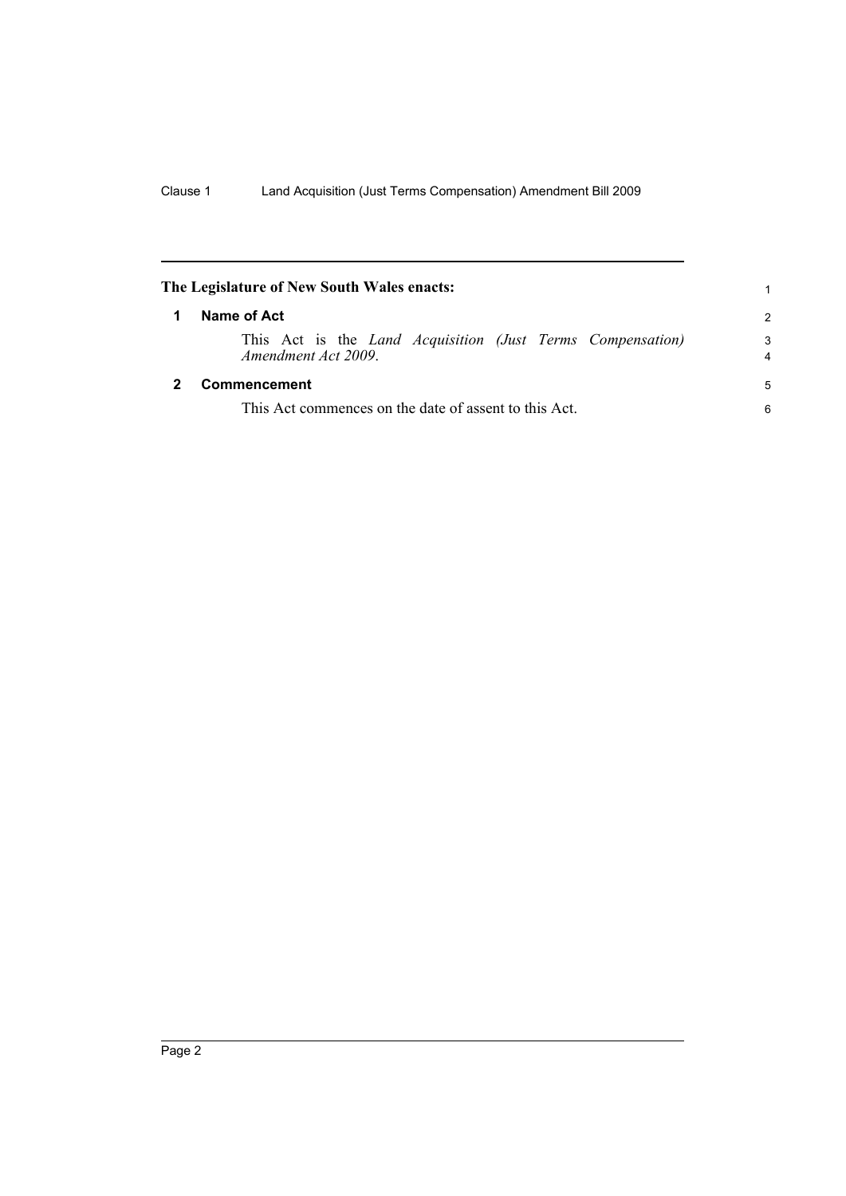## The Legislature of New South Wales enacts:

### 1 Name of Act

This Act is the *Land Acquisition (Just Terms Compensation) Amendment Act 2009*.

### 2 Commencement

This Act commences on the date of assent to this Act.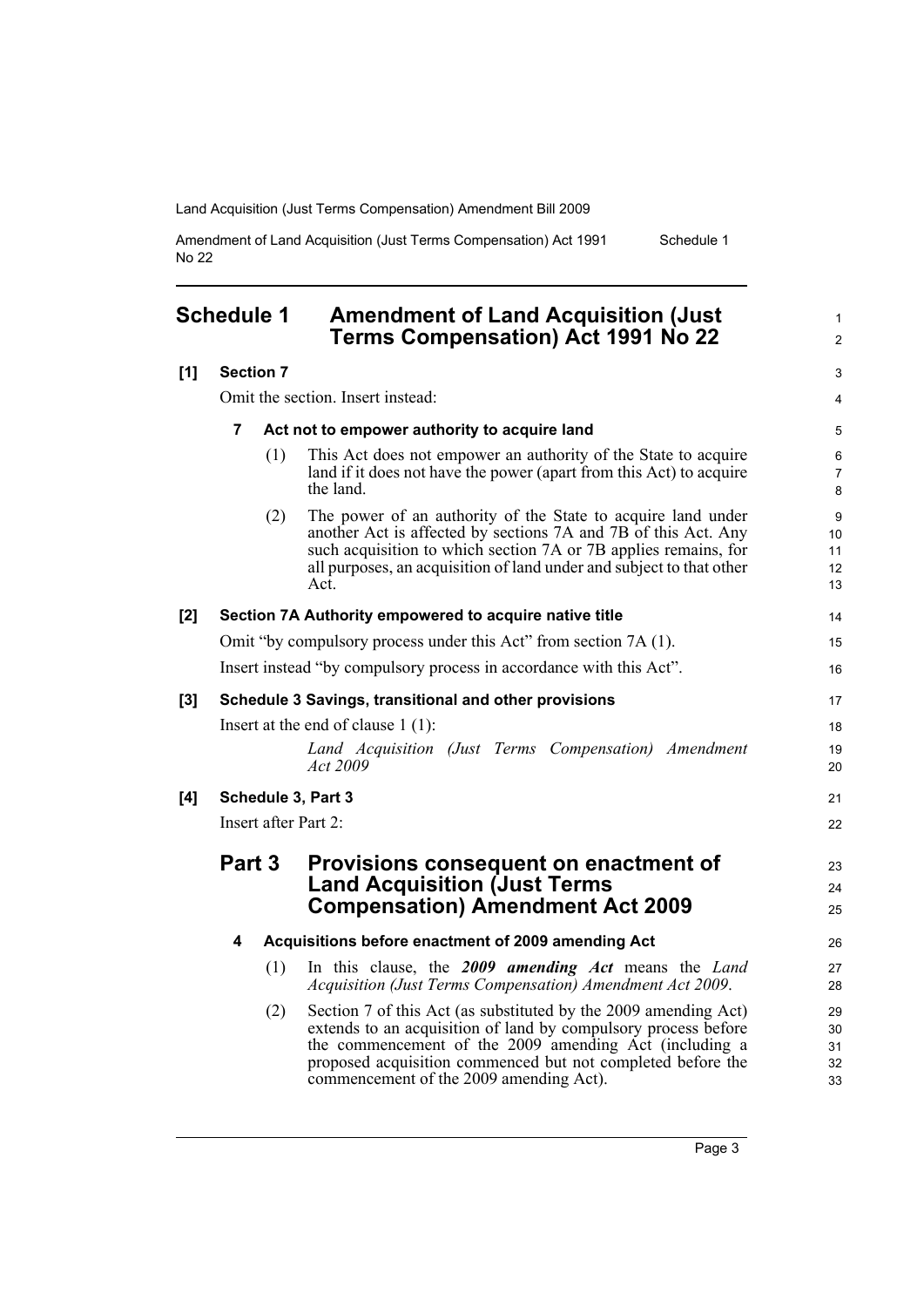# Schedule 1 Amendment of Land Acquisition (Just Terms Compensation) Act 1991 No 22

**[1] Section 7**

Omit the section. Insert instead:

**7 Act not to empower authority to acquire land**

(1) This Act does not empower an authority of the State to acquire land if it does not have the power (apart from this Act) to acquire the land.

(2) The power of an authority of the State to acquire land under another Act is affected by sections 7A and 7B of this Act. Any such acquisition to which section 7A or 7B applies remains, for all purposes, an acquisition of land under and subject to that other Act.

**[2] Section 7A Authority empowered to acquire native title**

Omit "by compulsory process under this Act" from section 7A (1).

Insert instead "by compulsory process in accordance with this Act".

**[3] Schedule 3 Savings, transitional and other provisions**

Insert at the end of clause 1 (1):

*Land Acquisition (Just Terms Compensation) Amendment Act 2009*

**[4] Schedule 3, Part 3**

Insert after Part 2:

## Part 3 Provisions consequent on enactment of Land Acquisition (Just Terms Compensation) Amendment Act 2009

**4 Acquisitions before enactment of 2009 amending Act**

(1) In this clause, the ***2009 amending Act*** means the *Land Acquisition (Just Terms Compensation) Amendment Act 2009*.

(2) Section 7 of this Act (as substituted by the 2009 amending Act) extends to an acquisition of land by compulsory process before the commencement of the 2009 amending Act (including a proposed acquisition commenced but not completed before the commencement of the 2009 amending Act).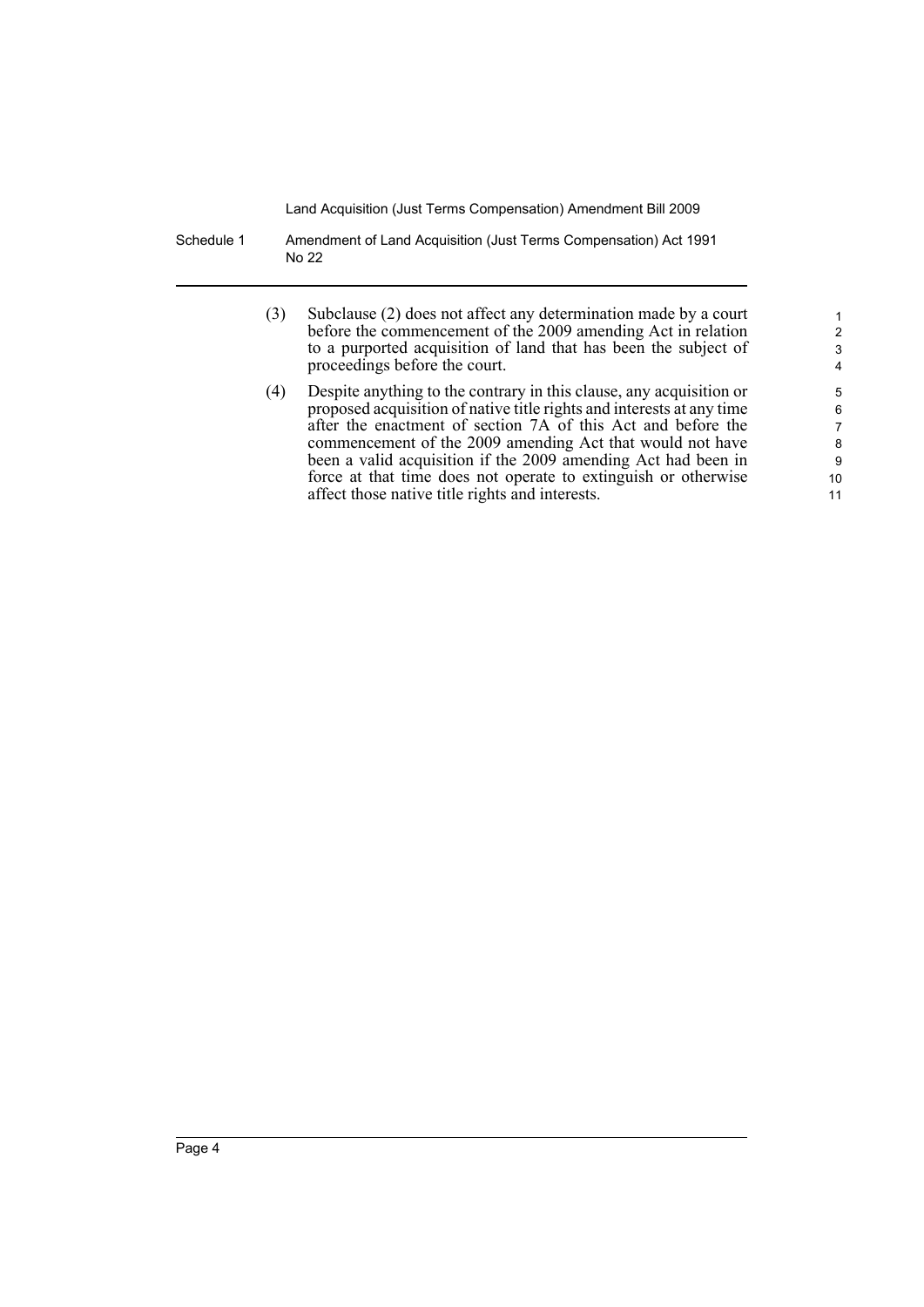(3) Subclause (2) does not affect any determination made by a court before the commencement of the 2009 amending Act in relation to a purported acquisition of land that has been the subject of proceedings before the court.

(4) Despite anything to the contrary in this clause, any acquisition or proposed acquisition of native title rights and interests at any time after the enactment of section 7A of this Act and before the commencement of the 2009 amending Act that would not have been a valid acquisition if the 2009 amending Act had been in force at that time does not operate to extinguish or otherwise affect those native title rights and interests.